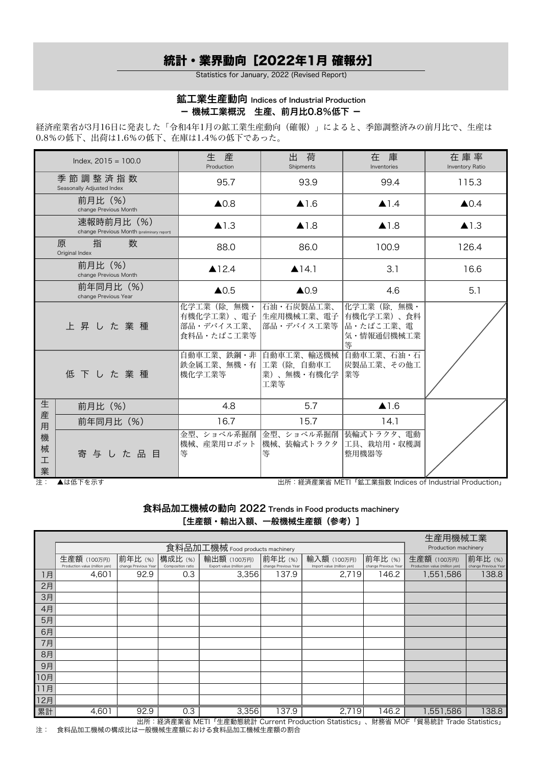# 統計・業界動向［2022年1月 確報分］

Statistics for January, 2022 (Revised Report)

## 鉱工業生産動向 Indices of Industrial Production

### ー 機械工業概況　生産、前月比0.8%低下 ー

経済産業省が3月16日に発表した「令和4年1月の鉱工業生産動向（確報）」によると、季節調整済みの前月比で、生産は0.8%の低下、出荷は1.6%の低下、在庫は1.4%の低下であった。

| | Index, 2015 = 100.0 | 生　産 Production | 出　荷 Shipments | 在　庫 Inventories | 在庫率 Inventory Ratio |
|---|---|---|---|---|---|
| 季節調整済指数 Seasonally Adjusted Index | | 95.7 | 93.9 | 99.4 | 115.3 |
| | 前月比（%） change Previous Month | ▲0.8 | ▲1.6 | ▲1.4 | ▲0.4 |
| | 速報時前月比（%） change Previous Month (preliminary report) | ▲1.3 | ▲1.8 | ▲1.8 | ▲1.3 |
| 原指数 Original Index | | 88.0 | 86.0 | 100.9 | 126.4 |
| | 前月比（%） change Previous Month | ▲12.4 | ▲14.1 | 3.1 | 16.6 |
| | 前年同月比（%） change Previous Year | ▲0.5 | ▲0.9 | 4.6 | 5.1 |
| 上昇した業種 | | 化学工業（除．無機・有機化学工業）、電子部品・デバイス工業、食料品・たばこ工業等 | 石油・石炭製品工業、生産用機械工業、電子部品・デバイス工業等 | 化学工業（除．無機・有機化学工業）、食料品・たばこ工業、電気・情報通信機械工業等 | |
| 低下した業種 | | 自動車工業、鉄鋼・非鉄金属工業、無機・有機化学工業等 | 自動車工業、輸送機械工業（除．自動車工業）、無機・有機化学工業等 | 自動車工業、石油・石炭製品工業、その他工業等 | |
| 生産用機械工業 | 前月比（%） | 4.8 | 5.7 | ▲1.6 | |
| | 前年同月比（%） | 16.7 | 15.7 | 14.1 | |
| | 寄与した品目 | 金型、ショベル系掘削機械、産業用ロボット等 | 金型、ショベル系掘削機械、装輪式トラクタ等 | 装輪式トラクタ、電動工具、栽培用・収穫調整用機器等 | |

注：　▲は低下を示す

出所：経済産業省 METI「鉱工業指数 Indices of Industrial Production」

## 食料品加工機械の動向 2022 Trends in Food products machinery

### ［生産額・輸出入額、一般機械生産額（参考）］

| | 食料品加工機械 Food products machinery | | | | | | | 生産用機械工業 Production machinery | |
|---|---|---|---|---|---|---|---|---|---|
| | 生産額（100万円） Production value (million yen) | 前年比（%） change Previous Year | 構成比（%） Composition ratio | 輸出額（100万円） Export value (million yen) | 前年比（%） change Previous Year | 輸入額（100万円） Import value (million yen) | 前年比（%） change Previous Year | 生産額（100万円） Production value (million yen) | 前年比（%） change Previous Year |
| 1月 | 4,601 | 92.9 | 0.3 | 3,356 | 137.9 | 2,719 | 146.2 | 1,551,586 | 138.8 |
| 2月 | | | | | | | | | |
| 3月 | | | | | | | | | |
| 4月 | | | | | | | | | |
| 5月 | | | | | | | | | |
| 6月 | | | | | | | | | |
| 7月 | | | | | | | | | |
| 8月 | | | | | | | | | |
| 9月 | | | | | | | | | |
| 10月 | | | | | | | | | |
| 11月 | | | | | | | | | |
| 12月 | | | | | | | | | |
| 累計 | 4,601 | 92.9 | 0.3 | 3,356 | 137.9 | 2,719 | 146.2 | 1,551,586 | 138.8 |

出所：経済産業省 METI「生産動態統計 Current Production Statistics」、財務省 MOF「貿易統計 Trade Statistics」

注：　食料品加工機械の構成比は一般機械生産額における食料品加工機械生産額の割合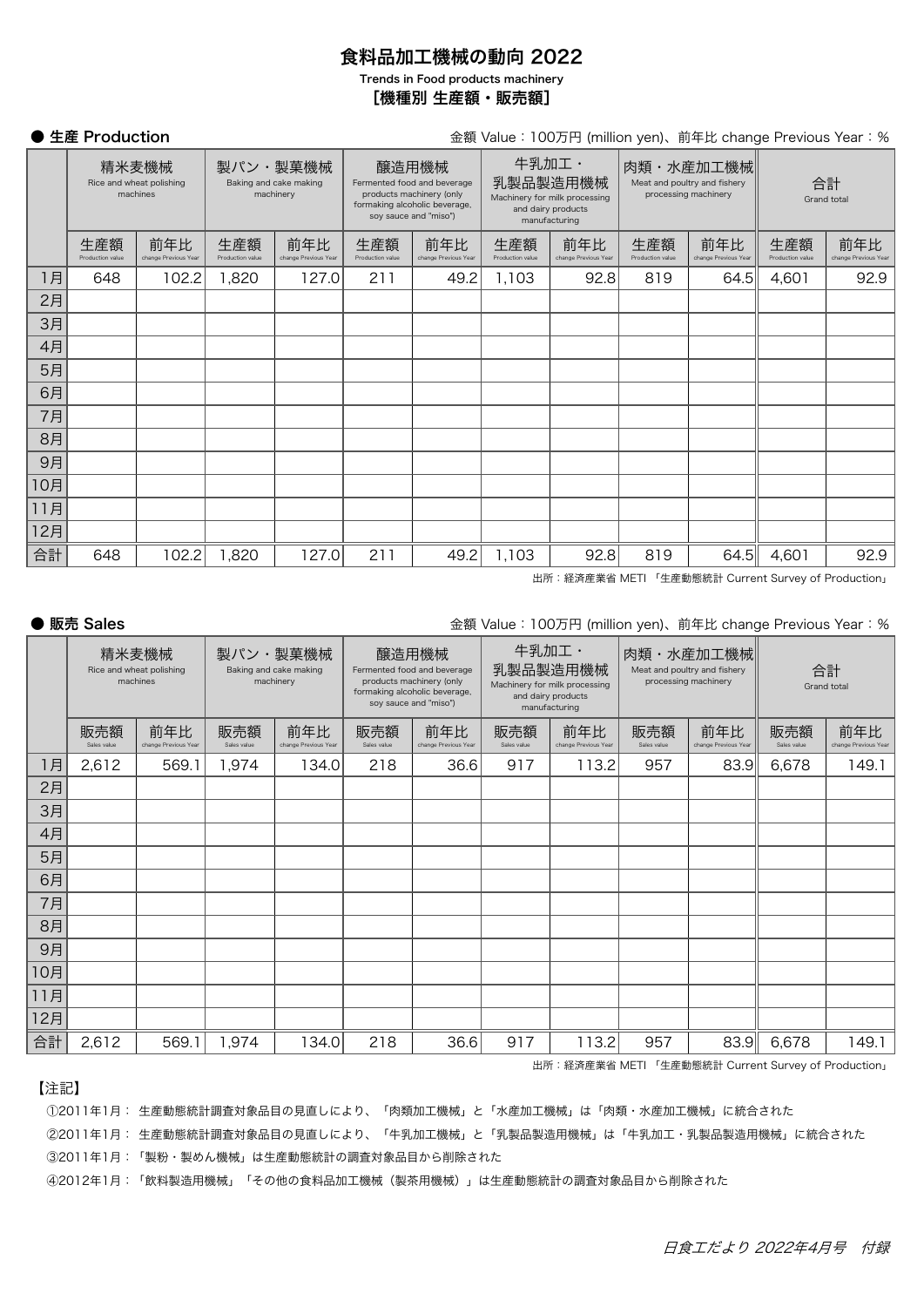# 食料品加工機械の動向 2022

Trends in Food products machinery

**［機種別 生産額・販売額］**

## ● 生産 Production

金額 Value：100万円 (million yen)、前年比 change Previous Year：%

| | 精米麦機械 Rice and wheat polishing machines | | 製パン・製菓機械 Baking and cake making machinery | | 醸造用機械 Fermented food and beverage products machinery (only formaking alcoholic beverage, soy sauce and "miso") | | 牛乳加工・乳製品製造用機械 Machinery for milk processing and dairy products manufacturing | | 肉類・水産加工機械 Meat and poultry and fishery processing machinery | | 合計 Grand total | |
|---|---|---|---|---|---|---|---|---|---|---|---|---|
| | 生産額 Production value | 前年比 change Previous Year | 生産額 Production value | 前年比 change Previous Year | 生産額 Production value | 前年比 change Previous Year | 生産額 Production value | 前年比 change Previous Year | 生産額 Production value | 前年比 change Previous Year | 生産額 Production value | 前年比 change Previous Year |
| 1月 | 648 | 102.2 | 1,820 | 127.0 | 211 | 49.2 | 1,103 | 92.8 | 819 | 64.5 | 4,601 | 92.9 |
| 2月 | | | | | | | | | | | | |
| 3月 | | | | | | | | | | | | |
| 4月 | | | | | | | | | | | | |
| 5月 | | | | | | | | | | | | |
| 6月 | | | | | | | | | | | | |
| 7月 | | | | | | | | | | | | |
| 8月 | | | | | | | | | | | | |
| 9月 | | | | | | | | | | | | |
| 10月 | | | | | | | | | | | | |
| 11月 | | | | | | | | | | | | |
| 12月 | | | | | | | | | | | | |
| 合計 | 648 | 102.2 | 1,820 | 127.0 | 211 | 49.2 | 1,103 | 92.8 | 819 | 64.5 | 4,601 | 92.9 |

出所：経済産業省 METI 「生産動態統計 Current Survey of Production」

## ● 販売 Sales

金額 Value：100万円 (million yen)、前年比 change Previous Year：%

| | 精米麦機械 Rice and wheat polishing machines | | 製パン・製菓機械 Baking and cake making machinery | | 醸造用機械 Fermented food and beverage products machinery (only formaking alcoholic beverage, soy sauce and "miso") | | 牛乳加工・乳製品製造用機械 Machinery for milk processing and dairy products manufacturing | | 肉類・水産加工機械 Meat and poultry and fishery processing machinery | | 合計 Grand total | |
|---|---|---|---|---|---|---|---|---|---|---|---|---|
| | 販売額 Sales value | 前年比 change Previous Year | 販売額 Sales value | 前年比 change Previous Year | 販売額 Sales value | 前年比 change Previous Year | 販売額 Sales value | 前年比 change Previous Year | 販売額 Sales value | 前年比 change Previous Year | 販売額 Sales value | 前年比 change Previous Year |
| 1月 | 2,612 | 569.1 | 1,974 | 134.0 | 218 | 36.6 | 917 | 113.2 | 957 | 83.9 | 6,678 | 149.1 |
| 2月 | | | | | | | | | | | | |
| 3月 | | | | | | | | | | | | |
| 4月 | | | | | | | | | | | | |
| 5月 | | | | | | | | | | | | |
| 6月 | | | | | | | | | | | | |
| 7月 | | | | | | | | | | | | |
| 8月 | | | | | | | | | | | | |
| 9月 | | | | | | | | | | | | |
| 10月 | | | | | | | | | | | | |
| 11月 | | | | | | | | | | | | |
| 12月 | | | | | | | | | | | | |
| 合計 | 2,612 | 569.1 | 1,974 | 134.0 | 218 | 36.6 | 917 | 113.2 | 957 | 83.9 | 6,678 | 149.1 |

出所：経済産業省 METI 「生産動態統計 Current Survey of Production」

【注記】

①2011年1月： 生産動態統計調査対象品目の見直しにより、「肉類加工機械」と「水産加工機械」は「肉類・水産加工機械」に統合された

②2011年1月： 生産動態統計調査対象品目の見直しにより、「牛乳加工機械」と「乳製品製造用機械」は「牛乳加工・乳製品製造用機械」に統合された

③2011年1月：「製粉・製めん機械」は生産動態統計の調査対象品目から削除された

④2012年1月：「飲料製造用機械」「その他の食料品加工機械（製茶用機械）」は生産動態統計の調査対象品目から削除された

*日食工だより 2022年4月号　付録*